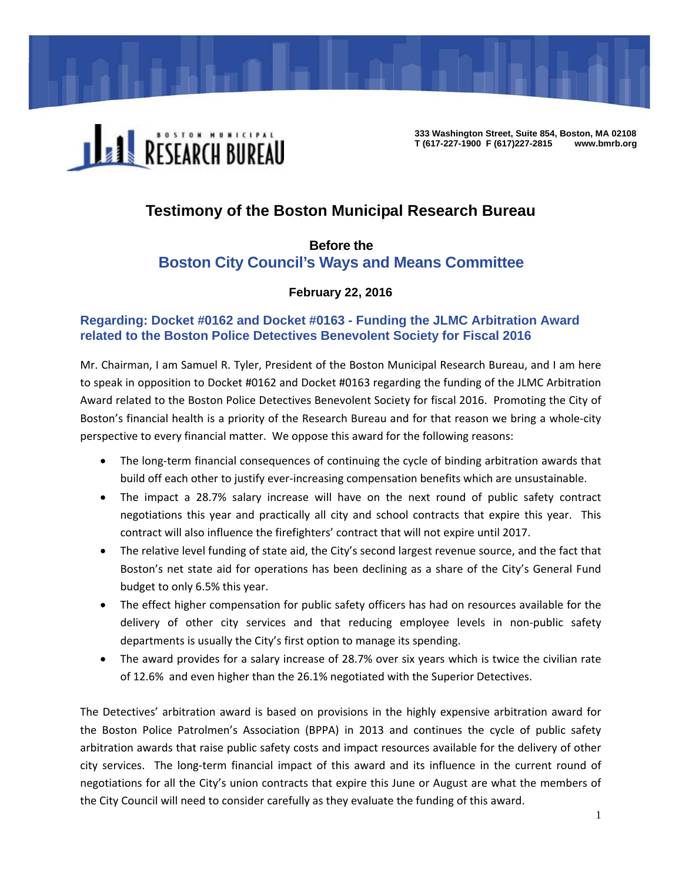BOSTON MUNICIPAL RESEARCH BUREAU

333 Washington Street, Suite 854, Boston, MA 02108
T (617-227-1900 F (617)227-2815 www.bmrb.org

# Testimony of the Boston Municipal Research Bureau

## Before the Boston City Council's Ways and Means Committee

**February 22, 2016**

### Regarding: Docket #0162 and Docket #0163 - Funding the JLMC Arbitration Award related to the Boston Police Detectives Benevolent Society for Fiscal 2016

Mr. Chairman, I am Samuel R. Tyler, President of the Boston Municipal Research Bureau, and I am here to speak in opposition to Docket #0162 and Docket #0163 regarding the funding of the JLMC Arbitration Award related to the Boston Police Detectives Benevolent Society for fiscal 2016. Promoting the City of Boston's financial health is a priority of the Research Bureau and for that reason we bring a whole-city perspective to every financial matter. We oppose this award for the following reasons:

- The long-term financial consequences of continuing the cycle of binding arbitration awards that build off each other to justify ever-increasing compensation benefits which are unsustainable.
- The impact a 28.7% salary increase will have on the next round of public safety contract negotiations this year and practically all city and school contracts that expire this year. This contract will also influence the firefighters' contract that will not expire until 2017.
- The relative level funding of state aid, the City's second largest revenue source, and the fact that Boston's net state aid for operations has been declining as a share of the City's General Fund budget to only 6.5% this year.
- The effect higher compensation for public safety officers has had on resources available for the delivery of other city services and that reducing employee levels in non-public safety departments is usually the City's first option to manage its spending.
- The award provides for a salary increase of 28.7% over six years which is twice the civilian rate of 12.6% and even higher than the 26.1% negotiated with the Superior Detectives.

The Detectives' arbitration award is based on provisions in the highly expensive arbitration award for the Boston Police Patrolmen's Association (BPPA) in 2013 and continues the cycle of public safety arbitration awards that raise public safety costs and impact resources available for the delivery of other city services. The long-term financial impact of this award and its influence in the current round of negotiations for all the City's union contracts that expire this June or August are what the members of the City Council will need to consider carefully as they evaluate the funding of this award.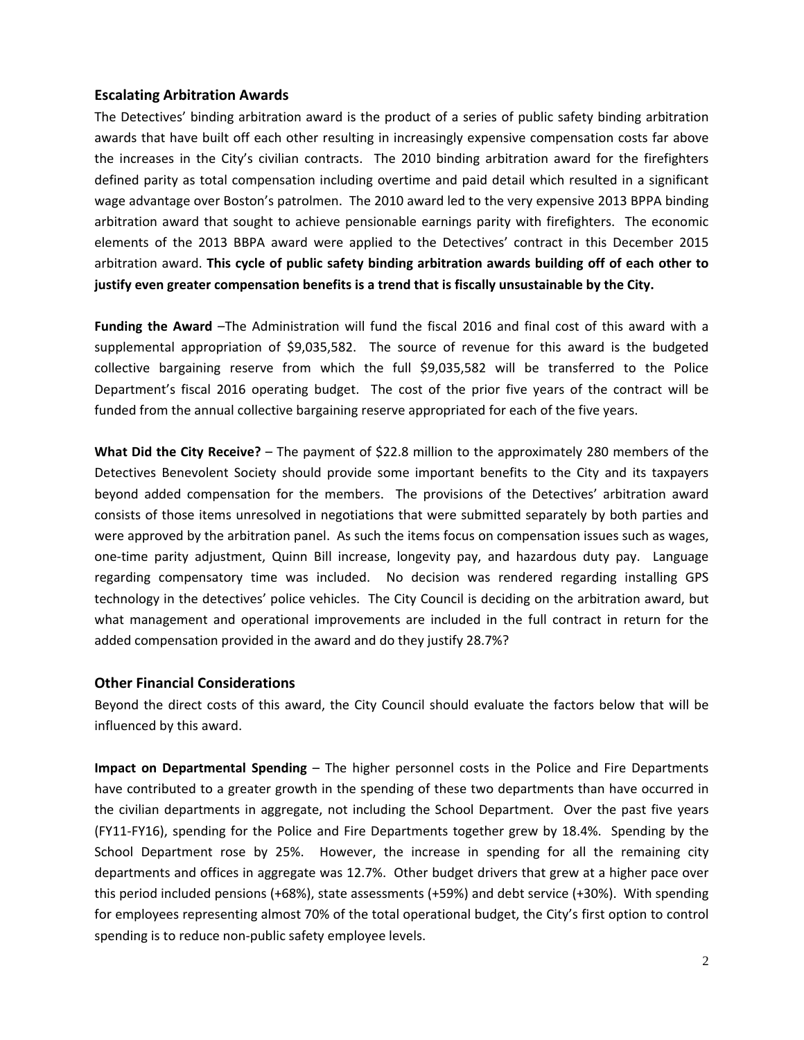## Escalating Arbitration Awards

The Detectives' binding arbitration award is the product of a series of public safety binding arbitration awards that have built off each other resulting in increasingly expensive compensation costs far above the increases in the City's civilian contracts. The 2010 binding arbitration award for the firefighters defined parity as total compensation including overtime and paid detail which resulted in a significant wage advantage over Boston's patrolmen. The 2010 award led to the very expensive 2013 BPPA binding arbitration award that sought to achieve pensionable earnings parity with firefighters. The economic elements of the 2013 BBPA award were applied to the Detectives' contract in this December 2015 arbitration award. **This cycle of public safety binding arbitration awards building off of each other to justify even greater compensation benefits is a trend that is fiscally unsustainable by the City.**

**Funding the Award** –The Administration will fund the fiscal 2016 and final cost of this award with a supplemental appropriation of $9,035,582. The source of revenue for this award is the budgeted collective bargaining reserve from which the full $9,035,582 will be transferred to the Police Department's fiscal 2016 operating budget. The cost of the prior five years of the contract will be funded from the annual collective bargaining reserve appropriated for each of the five years.

**What Did the City Receive?** – The payment of $22.8 million to the approximately 280 members of the Detectives Benevolent Society should provide some important benefits to the City and its taxpayers beyond added compensation for the members. The provisions of the Detectives' arbitration award consists of those items unresolved in negotiations that were submitted separately by both parties and were approved by the arbitration panel. As such the items focus on compensation issues such as wages, one-time parity adjustment, Quinn Bill increase, longevity pay, and hazardous duty pay. Language regarding compensatory time was included. No decision was rendered regarding installing GPS technology in the detectives' police vehicles. The City Council is deciding on the arbitration award, but what management and operational improvements are included in the full contract in return for the added compensation provided in the award and do they justify 28.7%?

## Other Financial Considerations

Beyond the direct costs of this award, the City Council should evaluate the factors below that will be influenced by this award.

**Impact on Departmental Spending** – The higher personnel costs in the Police and Fire Departments have contributed to a greater growth in the spending of these two departments than have occurred in the civilian departments in aggregate, not including the School Department. Over the past five years (FY11-FY16), spending for the Police and Fire Departments together grew by 18.4%. Spending by the School Department rose by 25%. However, the increase in spending for all the remaining city departments and offices in aggregate was 12.7%. Other budget drivers that grew at a higher pace over this period included pensions (+68%), state assessments (+59%) and debt service (+30%). With spending for employees representing almost 70% of the total operational budget, the City's first option to control spending is to reduce non-public safety employee levels.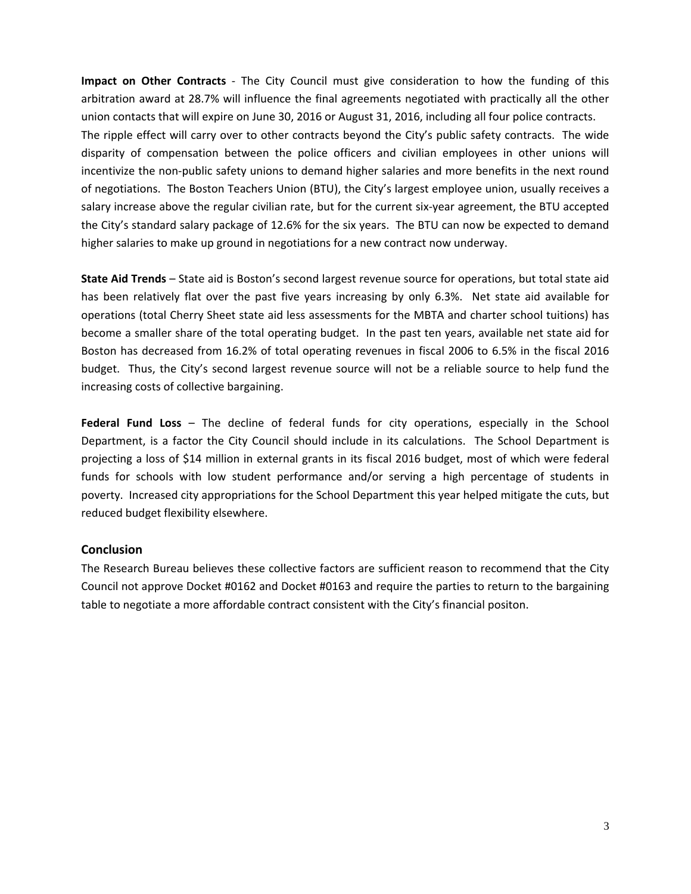**Impact on Other Contracts** - The City Council must give consideration to how the funding of this arbitration award at 28.7% will influence the final agreements negotiated with practically all the other union contacts that will expire on June 30, 2016 or August 31, 2016, including all four police contracts. The ripple effect will carry over to other contracts beyond the City's public safety contracts. The wide disparity of compensation between the police officers and civilian employees in other unions will incentivize the non-public safety unions to demand higher salaries and more benefits in the next round of negotiations. The Boston Teachers Union (BTU), the City's largest employee union, usually receives a salary increase above the regular civilian rate, but for the current six-year agreement, the BTU accepted the City's standard salary package of 12.6% for the six years. The BTU can now be expected to demand higher salaries to make up ground in negotiations for a new contract now underway.

**State Aid Trends** – State aid is Boston's second largest revenue source for operations, but total state aid has been relatively flat over the past five years increasing by only 6.3%. Net state aid available for operations (total Cherry Sheet state aid less assessments for the MBTA and charter school tuitions) has become a smaller share of the total operating budget. In the past ten years, available net state aid for Boston has decreased from 16.2% of total operating revenues in fiscal 2006 to 6.5% in the fiscal 2016 budget. Thus, the City's second largest revenue source will not be a reliable source to help fund the increasing costs of collective bargaining.

**Federal Fund Loss** – The decline of federal funds for city operations, especially in the School Department, is a factor the City Council should include in its calculations. The School Department is projecting a loss of $14 million in external grants in its fiscal 2016 budget, most of which were federal funds for schools with low student performance and/or serving a high percentage of students in poverty. Increased city appropriations for the School Department this year helped mitigate the cuts, but reduced budget flexibility elsewhere.

## Conclusion

The Research Bureau believes these collective factors are sufficient reason to recommend that the City Council not approve Docket #0162 and Docket #0163 and require the parties to return to the bargaining table to negotiate a more affordable contract consistent with the City's financial positon.